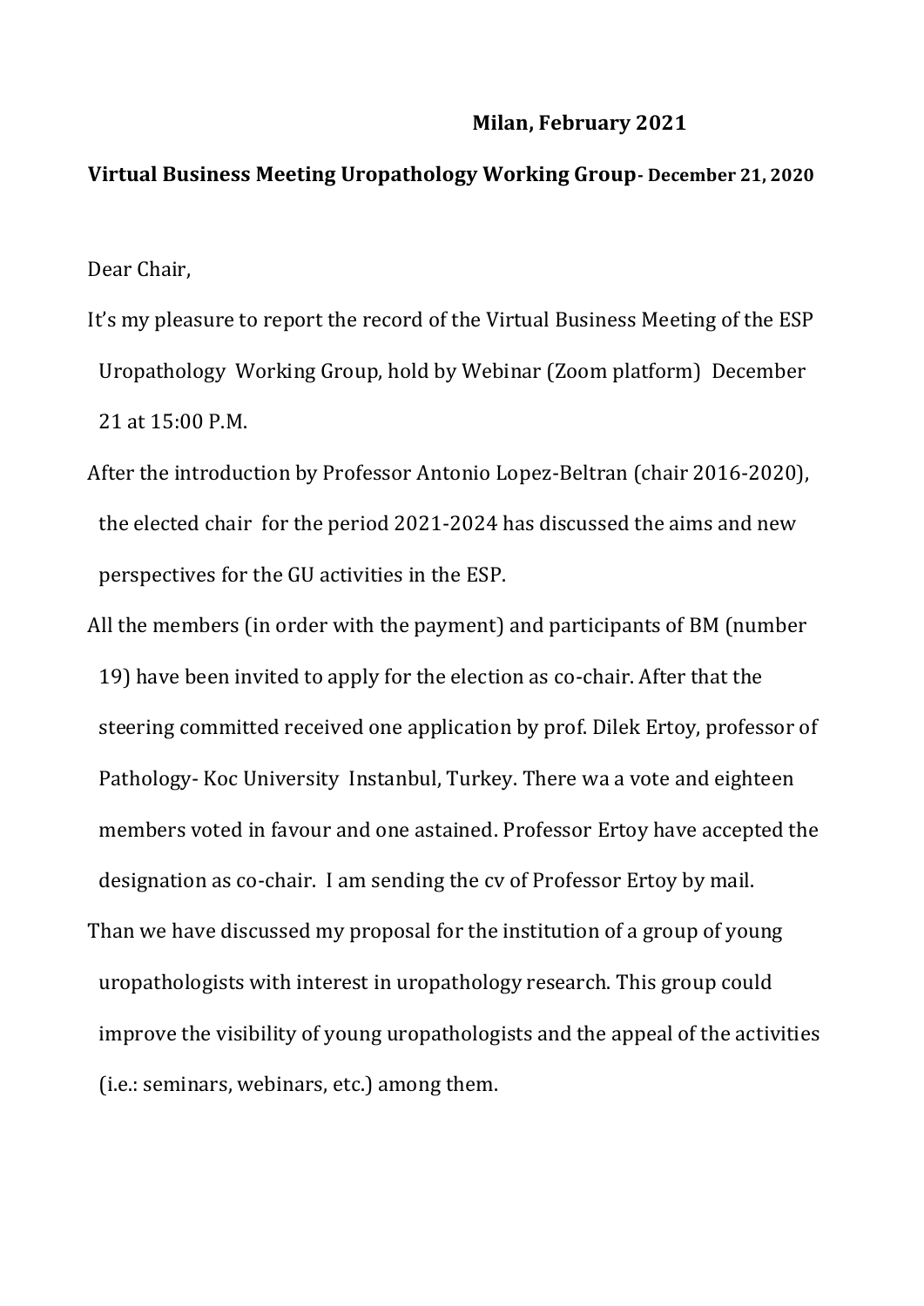**Milan, February 2021**

**Virtual Business Meeting Uropathology Working Group- December 21, 2020**

Dear Chair,

It's my pleasure to report the record of the Virtual Business Meeting of the ESP Uropathology Working Group, hold by Webinar (Zoom platform) December 21 at 15:00 P.M.

After the introduction by Professor Antonio Lopez-Beltran (chair 2016-2020), the elected chair for the period 2021-2024 has discussed the aims and new perspectives for the GU activities in the ESP.

All the members (in order with the payment) and participants of BM (number 19) have been invited to apply for the election as co-chair. After that the steering committed received one application by prof. Dilek Ertoy, professor of Pathology- Koc University Instanbul, Turkey. There wa a vote and eighteen members voted in favour and one astained. Professor Ertoy have accepted the designation as co-chair. I am sending the cv of Professor Ertoy by mail.

Than we have discussed my proposal for the institution of a group of young uropathologists with interest in uropathology research. This group could improve the visibility of young uropathologists and the appeal of the activities (i.e.: seminars, webinars, etc.) among them.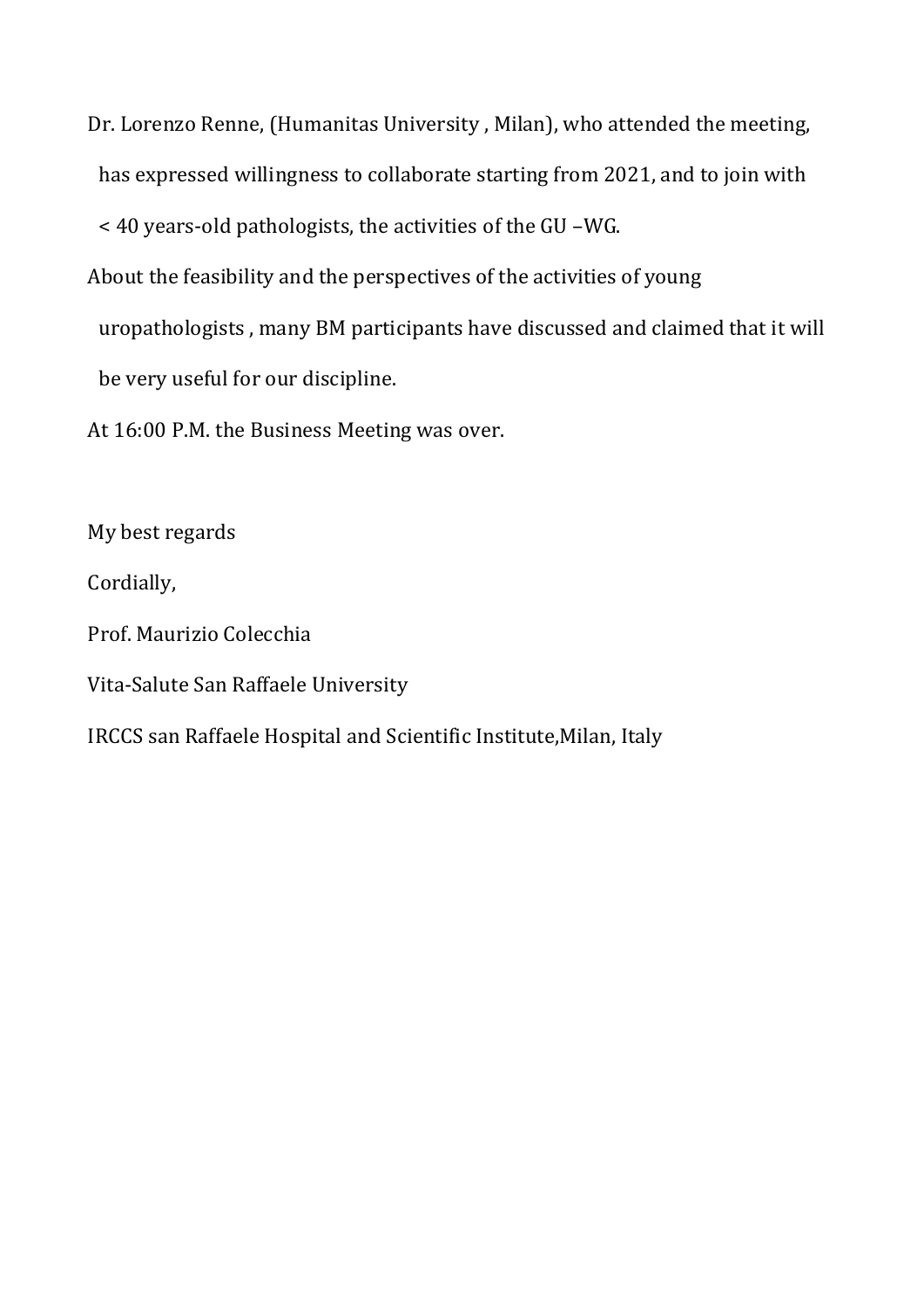Dr. Lorenzo Renne, (Humanitas University , Milan), who attended the meeting, has expressed willingness to collaborate starting from 2021, and to join with < 40 years-old pathologists, the activities of the GU –WG.

About the feasibility and the perspectives of the activities of young uropathologists , many BM participants have discussed and claimed that it will be very useful for our discipline.

At 16:00 P.M. the Business Meeting was over.

My best regards

Cordially,

Prof. Maurizio Colecchia

Vita-Salute San Raffaele University

IRCCS san Raffaele Hospital and Scientific Institute,Milan, Italy